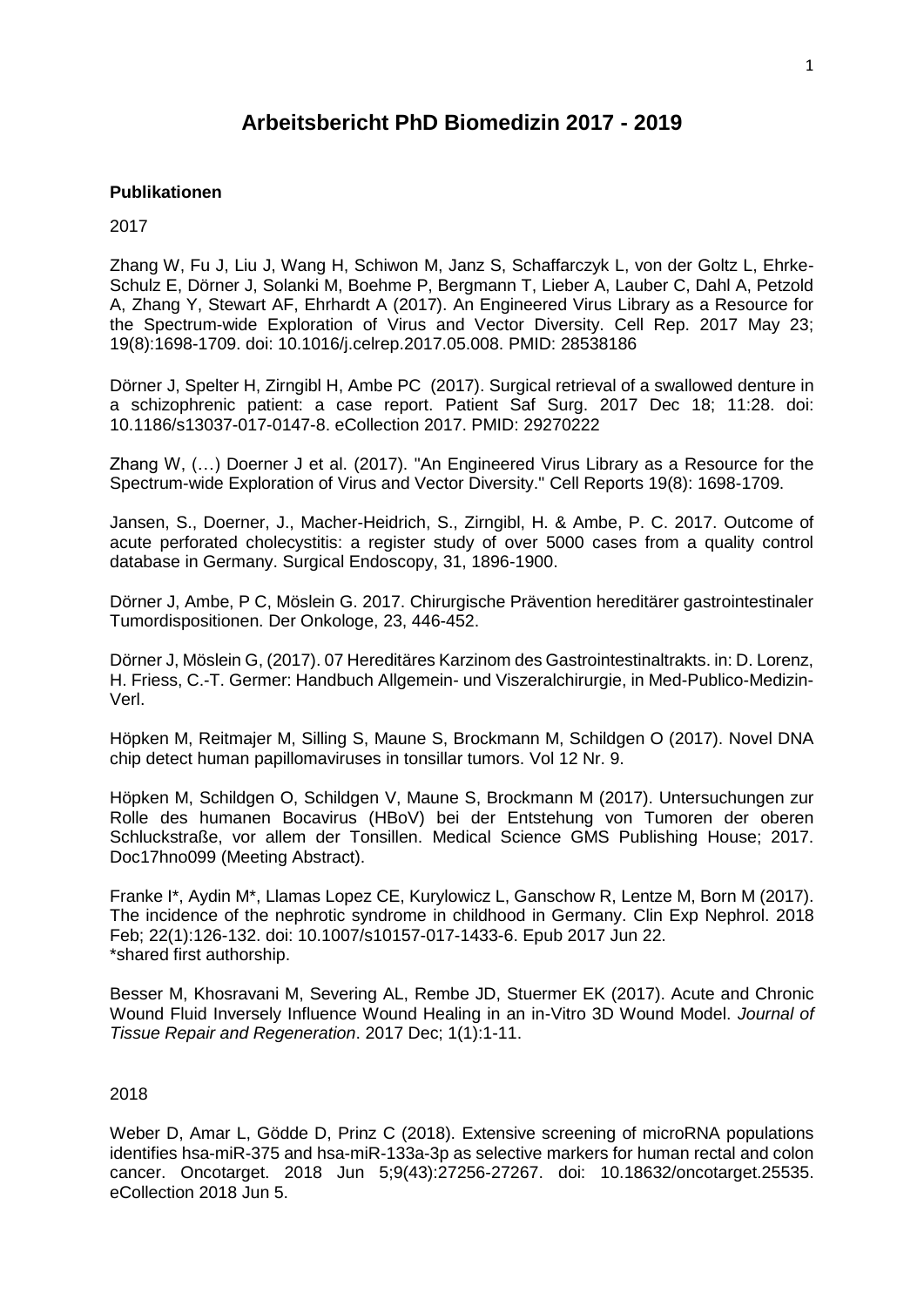# Arbeitsbericht PhD Biomedizin 2017 - 2019

**Publikationen**

2017

Zhang W, Fu J, Liu J, Wang H, Schiwon M, Janz S, Schaffarczyk L, von der Goltz L, Ehrke-Schulz E, Dörner J, Solanki M, Boehme P, Bergmann T, Lieber A, Lauber C, Dahl A, Petzold A, Zhang Y, Stewart AF, Ehrhardt A (2017). An Engineered Virus Library as a Resource for the Spectrum-wide Exploration of Virus and Vector Diversity. Cell Rep. 2017 May 23; 19(8):1698-1709. doi: 10.1016/j.celrep.2017.05.008. PMID: 28538186

Dörner J, Spelter H, Zirngibl H, Ambe PC (2017). Surgical retrieval of a swallowed denture in a schizophrenic patient: a case report. Patient Saf Surg. 2017 Dec 18; 11:28. doi: 10.1186/s13037-017-0147-8. eCollection 2017. PMID: 29270222

Zhang W, (…) Doerner J et al. (2017). "An Engineered Virus Library as a Resource for the Spectrum-wide Exploration of Virus and Vector Diversity." Cell Reports 19(8): 1698-1709.

Jansen, S., Doerner, J., Macher-Heidrich, S., Zirngibl, H. & Ambe, P. C. 2017. Outcome of acute perforated cholecystitis: a register study of over 5000 cases from a quality control database in Germany. Surgical Endoscopy, 31, 1896-1900.

Dörner J, Ambe, P C, Möslein G. 2017. Chirurgische Prävention hereditärer gastrointestinaler Tumordispositionen. Der Onkologe, 23, 446-452.

Dörner J, Möslein G, (2017). 07 Hereditäres Karzinom des Gastrointestinaltrakts. in: D. Lorenz, H. Friess, C.-T. Germer: Handbuch Allgemein- und Viszeralchirurgie, in Med-Publico-Medizin-Verl.

Höpken M, Reitmajer M, Silling S, Maune S, Brockmann M, Schildgen O (2017). Novel DNA chip detect human papillomaviruses in tonsillar tumors. Vol 12 Nr. 9.

Höpken M, Schildgen O, Schildgen V, Maune S, Brockmann M (2017). Untersuchungen zur Rolle des humanen Bocavirus (HBoV) bei der Entstehung von Tumoren der oberen Schluckstraße, vor allem der Tonsillen. Medical Science GMS Publishing House; 2017. Doc17hno099 (Meeting Abstract).

Franke I*, Aydin M*, Llamas Lopez CE, Kurylowicz L, Ganschow R, Lentze M, Born M (2017). The incidence of the nephrotic syndrome in childhood in Germany. Clin Exp Nephrol. 2018 Feb; 22(1):126-132. doi: 10.1007/s10157-017-1433-6. Epub 2017 Jun 22.
*shared first authorship.

Besser M, Khosravani M, Severing AL, Rembe JD, Stuermer EK (2017). Acute and Chronic Wound Fluid Inversely Influence Wound Healing in an in-Vitro 3D Wound Model. *Journal of Tissue Repair and Regeneration*. 2017 Dec; 1(1):1-11.

2018

Weber D, Amar L, Gödde D, Prinz C (2018). Extensive screening of microRNA populations identifies hsa-miR-375 and hsa-miR-133a-3p as selective markers for human rectal and colon cancer. Oncotarget. 2018 Jun 5;9(43):27256-27267. doi: 10.18632/oncotarget.25535. eCollection 2018 Jun 5.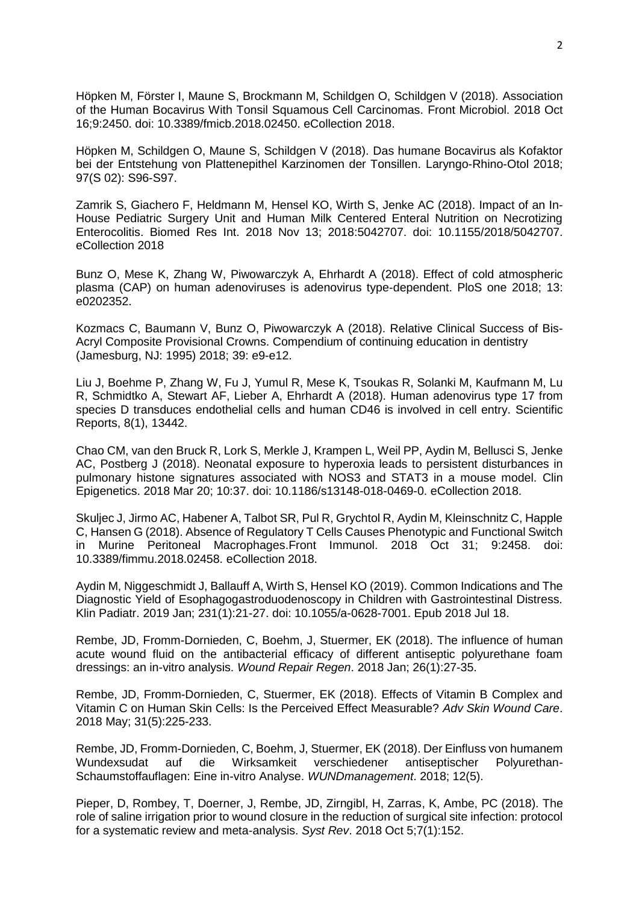Höpken M, Förster I, Maune S, Brockmann M, Schildgen O, Schildgen V (2018). Association of the Human Bocavirus With Tonsil Squamous Cell Carcinomas. Front Microbiol. 2018 Oct 16;9:2450. doi: 10.3389/fmicb.2018.02450. eCollection 2018.

Höpken M, Schildgen O, Maune S, Schildgen V (2018). Das humane Bocavirus als Kofaktor bei der Entstehung von Plattenepithel Karzinomen der Tonsillen. Laryngo-Rhino-Otol 2018; 97(S 02): S96-S97.

Zamrik S, Giachero F, Heldmann M, Hensel KO, Wirth S, Jenke AC (2018). Impact of an In-House Pediatric Surgery Unit and Human Milk Centered Enteral Nutrition on Necrotizing Enterocolitis. Biomed Res Int. 2018 Nov 13; 2018:5042707. doi: 10.1155/2018/5042707. eCollection 2018

Bunz O, Mese K, Zhang W, Piwowarczyk A, Ehrhardt A (2018). Effect of cold atmospheric plasma (CAP) on human adenoviruses is adenovirus type-dependent. PloS one 2018; 13: e0202352.

Kozmacs C, Baumann V, Bunz O, Piwowarczyk A (2018). Relative Clinical Success of Bis-Acryl Composite Provisional Crowns. Compendium of continuing education in dentistry (Jamesburg, NJ: 1995) 2018; 39: e9-e12.

Liu J, Boehme P, Zhang W, Fu J, Yumul R, Mese K, Tsoukas R, Solanki M, Kaufmann M, Lu R, Schmidtko A, Stewart AF, Lieber A, Ehrhardt A (2018). Human adenovirus type 17 from species D transduces endothelial cells and human CD46 is involved in cell entry. Scientific Reports, 8(1), 13442.

Chao CM, van den Bruck R, Lork S, Merkle J, Krampen L, Weil PP, Aydin M, Bellusci S, Jenke AC, Postberg J (2018). Neonatal exposure to hyperoxia leads to persistent disturbances in pulmonary histone signatures associated with NOS3 and STAT3 in a mouse model. Clin Epigenetics. 2018 Mar 20; 10:37. doi: 10.1186/s13148-018-0469-0. eCollection 2018.

Skuljec J, Jirmo AC, Habener A, Talbot SR, Pul R, Grychtol R, Aydin M, Kleinschnitz C, Happle C, Hansen G (2018). Absence of Regulatory T Cells Causes Phenotypic and Functional Switch in Murine Peritoneal Macrophages.Front Immunol. 2018 Oct 31; 9:2458. doi: 10.3389/fimmu.2018.02458. eCollection 2018.

Aydin M, Niggeschmidt J, Ballauff A, Wirth S, Hensel KO (2019). Common Indications and The Diagnostic Yield of Esophagogastroduodenoscopy in Children with Gastrointestinal Distress. Klin Padiatr. 2019 Jan; 231(1):21-27. doi: 10.1055/a-0628-7001. Epub 2018 Jul 18.

Rembe, JD, Fromm-Dornieden, C, Boehm, J, Stuermer, EK (2018). The influence of human acute wound fluid on the antibacterial efficacy of different antiseptic polyurethane foam dressings: an in-vitro analysis. *Wound Repair Regen*. 2018 Jan; 26(1):27-35.

Rembe, JD, Fromm-Dornieden, C, Stuermer, EK (2018). Effects of Vitamin B Complex and Vitamin C on Human Skin Cells: Is the Perceived Effect Measurable? *Adv Skin Wound Care*. 2018 May; 31(5):225-233.

Rembe, JD, Fromm-Dornieden, C, Boehm, J, Stuermer, EK (2018). Der Einfluss von humanem Wundexsudat auf die Wirksamkeit verschiedener antiseptischer Polyurethan-Schaumstoffauflagen: Eine in-vitro Analyse. *WUNDmanagement*. 2018; 12(5).

Pieper, D, Rombey, T, Doerner, J, Rembe, JD, Zirngibl, H, Zarras, K, Ambe, PC (2018). The role of saline irrigation prior to wound closure in the reduction of surgical site infection: protocol for a systematic review and meta-analysis. *Syst Rev*. 2018 Oct 5;7(1):152.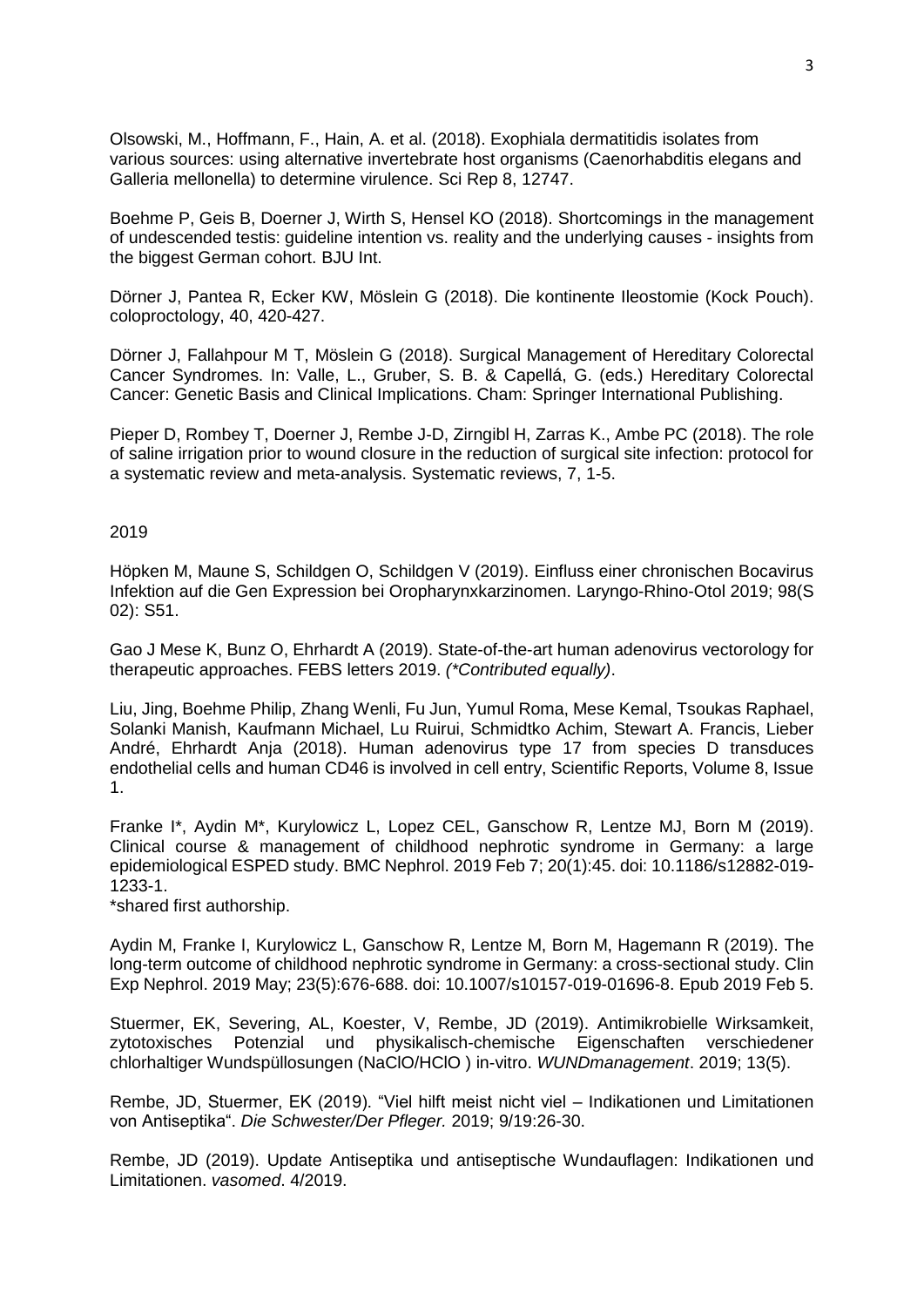Olsowski, M., Hoffmann, F., Hain, A. et al. (2018). Exophiala dermatitidis isolates from various sources: using alternative invertebrate host organisms (Caenorhabditis elegans and Galleria mellonella) to determine virulence. Sci Rep 8, 12747.

Boehme P, Geis B, Doerner J, Wirth S, Hensel KO (2018). Shortcomings in the management of undescended testis: guideline intention vs. reality and the underlying causes - insights from the biggest German cohort. BJU Int.

Dörner J, Pantea R, Ecker KW, Möslein G (2018). Die kontinente Ileostomie (Kock Pouch). coloproctology, 40, 420-427.

Dörner J, Fallahpour M T, Möslein G (2018). Surgical Management of Hereditary Colorectal Cancer Syndromes. In: Valle, L., Gruber, S. B. & Capellá, G. (eds.) Hereditary Colorectal Cancer: Genetic Basis and Clinical Implications. Cham: Springer International Publishing.

Pieper D, Rombey T, Doerner J, Rembe J-D, Zirngibl H, Zarras K., Ambe PC (2018). The role of saline irrigation prior to wound closure in the reduction of surgical site infection: protocol for a systematic review and meta-analysis. Systematic reviews, 7, 1-5.

2019

Höpken M, Maune S, Schildgen O, Schildgen V (2019). Einfluss einer chronischen Bocavirus Infektion auf die Gen Expression bei Oropharynxkarzinomen. Laryngo-Rhino-Otol 2019; 98(S 02): S51.

Gao J Mese K, Bunz O, Ehrhardt A (2019). State-of-the-art human adenovirus vectorology for therapeutic approaches. FEBS letters 2019. *(\*Contributed equally)*.

Liu, Jing, Boehme Philip, Zhang Wenli, Fu Jun, Yumul Roma, Mese Kemal, Tsoukas Raphael, Solanki Manish, Kaufmann Michael, Lu Ruirui, Schmidtko Achim, Stewart A. Francis, Lieber André, Ehrhardt Anja (2018). Human adenovirus type 17 from species D transduces endothelial cells and human CD46 is involved in cell entry, Scientific Reports, Volume 8, Issue 1.

Franke I*, Aydin M*, Kurylowicz L, Lopez CEL, Ganschow R, Lentze MJ, Born M (2019). Clinical course & management of childhood nephrotic syndrome in Germany: a large epidemiological ESPED study. BMC Nephrol. 2019 Feb 7; 20(1):45. doi: 10.1186/s12882-019-1233-1.
*shared first authorship.

Aydin M, Franke I, Kurylowicz L, Ganschow R, Lentze M, Born M, Hagemann R (2019). The long-term outcome of childhood nephrotic syndrome in Germany: a cross-sectional study. Clin Exp Nephrol. 2019 May; 23(5):676-688. doi: 10.1007/s10157-019-01696-8. Epub 2019 Feb 5.

Stuermer, EK, Severing, AL, Koester, V, Rembe, JD (2019). Antimikrobielle Wirksamkeit, zytotoxisches Potenzial und physikalisch-chemische Eigenschaften verschiedener chlorhaltiger Wundspüllosungen (NaClO/HClO ) in-vitro. *WUNDmanagement*. 2019; 13(5).

Rembe, JD, Stuermer, EK (2019). "Viel hilft meist nicht viel – Indikationen und Limitationen von Antiseptika". *Die Schwester/Der Pfleger.* 2019; 9/19:26-30.

Rembe, JD (2019). Update Antiseptika und antiseptische Wundauflagen: Indikationen und Limitationen. *vasomed*. 4/2019.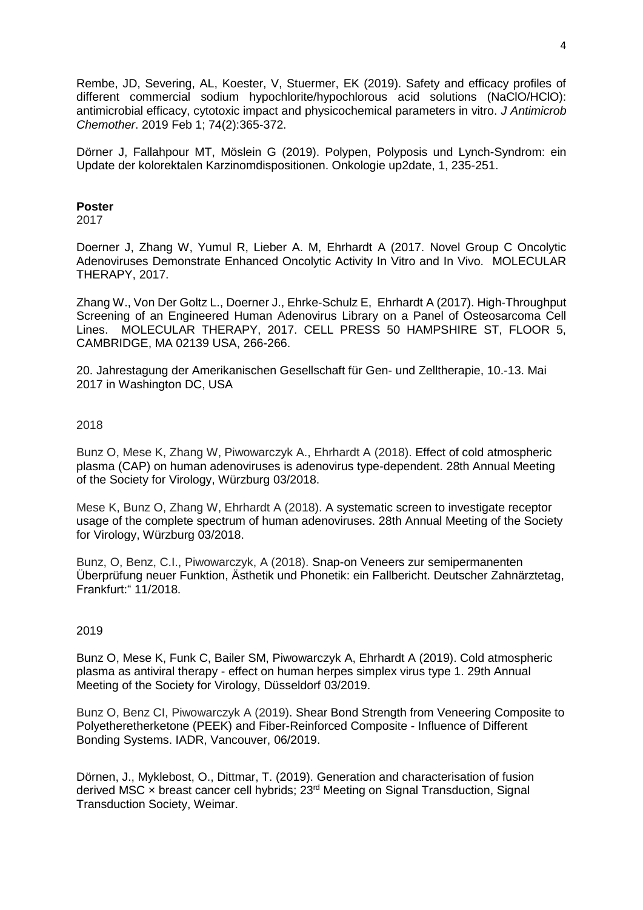Rembe, JD, Severing, AL, Koester, V, Stuermer, EK (2019). Safety and efficacy profiles of different commercial sodium hypochlorite/hypochlorous acid solutions (NaClO/HClO): antimicrobial efficacy, cytotoxic impact and physicochemical parameters in vitro. *J Antimicrob Chemother*. 2019 Feb 1; 74(2):365-372.

Dörner J, Fallahpour MT, Möslein G (2019). Polypen, Polyposis und Lynch-Syndrom: ein Update der kolorektalen Karzinomdispositionen. Onkologie up2date, 1, 235-251.

**Poster**

2017

Doerner J, Zhang W, Yumul R, Lieber A. M, Ehrhardt A (2017. Novel Group C Oncolytic Adenoviruses Demonstrate Enhanced Oncolytic Activity In Vitro and In Vivo. MOLECULAR THERAPY, 2017.

Zhang W., Von Der Goltz L., Doerner J., Ehrke-Schulz E, Ehrhardt A (2017). High-Throughput Screening of an Engineered Human Adenovirus Library on a Panel of Osteosarcoma Cell Lines. MOLECULAR THERAPY, 2017. CELL PRESS 50 HAMPSHIRE ST, FLOOR 5, CAMBRIDGE, MA 02139 USA, 266-266.

20. Jahrestagung der Amerikanischen Gesellschaft für Gen- und Zelltherapie, 10.-13. Mai 2017 in Washington DC, USA

2018

Bunz O, Mese K, Zhang W, Piwowarczyk A., Ehrhardt A (2018). Effect of cold atmospheric plasma (CAP) on human adenoviruses is adenovirus type-dependent. 28th Annual Meeting of the Society for Virology, Würzburg 03/2018.

Mese K, Bunz O, Zhang W, Ehrhardt A (2018). A systematic screen to investigate receptor usage of the complete spectrum of human adenoviruses. 28th Annual Meeting of the Society for Virology, Würzburg 03/2018.

Bunz, O, Benz, C.I., Piwowarczyk, A (2018). Snap-on Veneers zur semipermanenten Überprüfung neuer Funktion, Ästhetik und Phonetik: ein Fallbericht. Deutscher Zahnärztetag, Frankfurt:" 11/2018.

2019

Bunz O, Mese K, Funk C, Bailer SM, Piwowarczyk A, Ehrhardt A (2019). Cold atmospheric plasma as antiviral therapy - effect on human herpes simplex virus type 1. 29th Annual Meeting of the Society for Virology, Düsseldorf 03/2019.

Bunz O, Benz CI, Piwowarczyk A (2019). Shear Bond Strength from Veneering Composite to Polyetheretherketone (PEEK) and Fiber-Reinforced Composite - Influence of Different Bonding Systems. IADR, Vancouver, 06/2019.

Dörnen, J., Myklebost, O., Dittmar, T. (2019). Generation and characterisation of fusion derived MSC × breast cancer cell hybrids; 23rd Meeting on Signal Transduction, Signal Transduction Society, Weimar.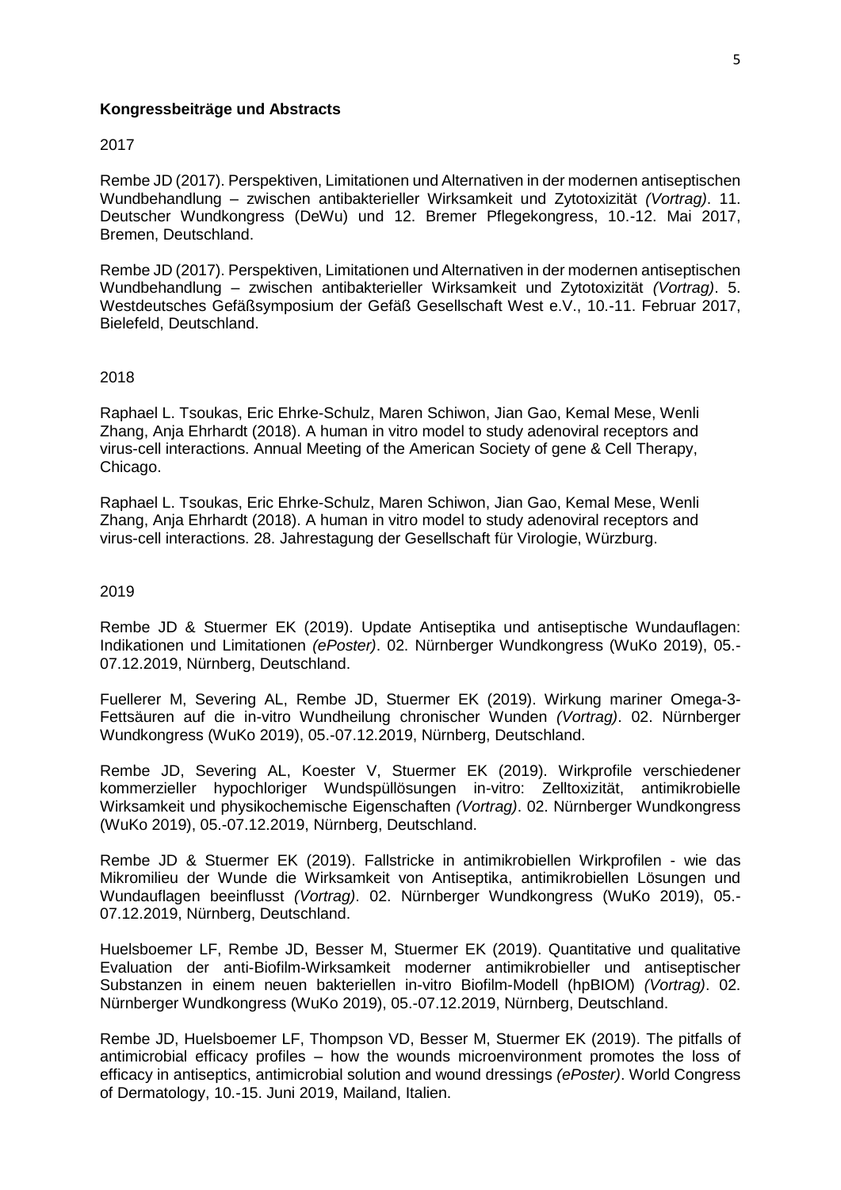**Kongressbeiträge und Abstracts**

2017

Rembe JD (2017). Perspektiven, Limitationen und Alternativen in der modernen antiseptischen Wundbehandlung – zwischen antibakterieller Wirksamkeit und Zytotoxizität *(Vortrag)*. 11. Deutscher Wundkongress (DeWu) und 12. Bremer Pflegekongress, 10.-12. Mai 2017, Bremen, Deutschland.

Rembe JD (2017). Perspektiven, Limitationen und Alternativen in der modernen antiseptischen Wundbehandlung – zwischen antibakterieller Wirksamkeit und Zytotoxizität *(Vortrag)*. 5. Westdeutsches Gefäßsymposium der Gefäß Gesellschaft West e.V., 10.-11. Februar 2017, Bielefeld, Deutschland.

2018

Raphael L. Tsoukas, Eric Ehrke-Schulz, Maren Schiwon, Jian Gao, Kemal Mese, Wenli Zhang, Anja Ehrhardt (2018). A human in vitro model to study adenoviral receptors and virus-cell interactions. Annual Meeting of the American Society of gene & Cell Therapy, Chicago.

Raphael L. Tsoukas, Eric Ehrke-Schulz, Maren Schiwon, Jian Gao, Kemal Mese, Wenli Zhang, Anja Ehrhardt (2018). A human in vitro model to study adenoviral receptors and virus-cell interactions. 28. Jahrestagung der Gesellschaft für Virologie, Würzburg.

2019

Rembe JD & Stuermer EK (2019). Update Antiseptika und antiseptische Wundauflagen: Indikationen und Limitationen *(ePoster)*. 02. Nürnberger Wundkongress (WuKo 2019), 05.-07.12.2019, Nürnberg, Deutschland.

Fuellerer M, Severing AL, Rembe JD, Stuermer EK (2019). Wirkung mariner Omega-3-Fettsäuren auf die in-vitro Wundheilung chronischer Wunden *(Vortrag)*. 02. Nürnberger Wundkongress (WuKo 2019), 05.-07.12.2019, Nürnberg, Deutschland.

Rembe JD, Severing AL, Koester V, Stuermer EK (2019). Wirkprofile verschiedener kommerzieller hypochloriger Wundspüllösungen in-vitro: Zelltoxizität, antimikrobielle Wirksamkeit und physikochemische Eigenschaften *(Vortrag)*. 02. Nürnberger Wundkongress (WuKo 2019), 05.-07.12.2019, Nürnberg, Deutschland.

Rembe JD & Stuermer EK (2019). Fallstricke in antimikrobiellen Wirkprofilen - wie das Mikromilieu der Wunde die Wirksamkeit von Antiseptika, antimikrobiellen Lösungen und Wundauflagen beeinflusst *(Vortrag)*. 02. Nürnberger Wundkongress (WuKo 2019), 05.-07.12.2019, Nürnberg, Deutschland.

Huelsboemer LF, Rembe JD, Besser M, Stuermer EK (2019). Quantitative und qualitative Evaluation der anti-Biofilm-Wirksamkeit moderner antimikrobieller und antiseptischer Substanzen in einem neuen bakteriellen in-vitro Biofilm-Modell (hpBIOM) *(Vortrag)*. 02. Nürnberger Wundkongress (WuKo 2019), 05.-07.12.2019, Nürnberg, Deutschland.

Rembe JD, Huelsboemer LF, Thompson VD, Besser M, Stuermer EK (2019). The pitfalls of antimicrobial efficacy profiles – how the wounds microenvironment promotes the loss of efficacy in antiseptics, antimicrobial solution and wound dressings *(ePoster)*. World Congress of Dermatology, 10.-15. Juni 2019, Mailand, Italien.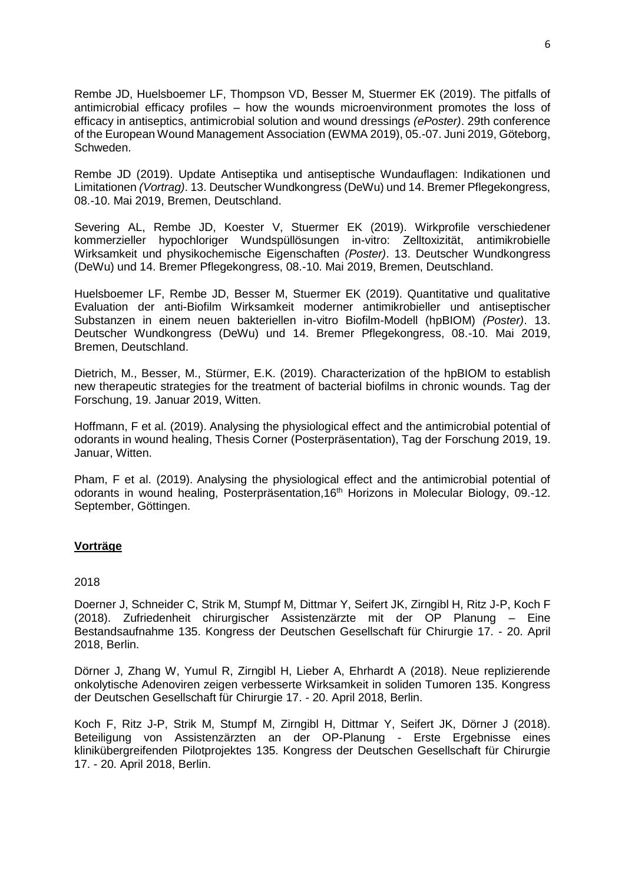Rembe JD, Huelsboemer LF, Thompson VD, Besser M, Stuermer EK (2019). The pitfalls of antimicrobial efficacy profiles – how the wounds microenvironment promotes the loss of efficacy in antiseptics, antimicrobial solution and wound dressings *(ePoster)*. 29th conference of the European Wound Management Association (EWMA 2019), 05.-07. Juni 2019, Göteborg, Schweden.

Rembe JD (2019). Update Antiseptika und antiseptische Wundauflagen: Indikationen und Limitationen *(Vortrag)*. 13. Deutscher Wundkongress (DeWu) und 14. Bremer Pflegekongress, 08.-10. Mai 2019, Bremen, Deutschland.

Severing AL, Rembe JD, Koester V, Stuermer EK (2019). Wirkprofile verschiedener kommerzieller hypochloriger Wundspüllösungen in-vitro: Zelltoxizität, antimikrobielle Wirksamkeit und physikochemische Eigenschaften *(Poster)*. 13. Deutscher Wundkongress (DeWu) und 14. Bremer Pflegekongress, 08.-10. Mai 2019, Bremen, Deutschland.

Huelsboemer LF, Rembe JD, Besser M, Stuermer EK (2019). Quantitative und qualitative Evaluation der anti-Biofilm Wirksamkeit moderner antimikrobieller und antiseptischer Substanzen in einem neuen bakteriellen in-vitro Biofilm-Modell (hpBIOM) *(Poster)*. 13. Deutscher Wundkongress (DeWu) und 14. Bremer Pflegekongress, 08.-10. Mai 2019, Bremen, Deutschland.

Dietrich, M., Besser, M., Stürmer, E.K. (2019). Characterization of the hpBIOM to establish new therapeutic strategies for the treatment of bacterial biofilms in chronic wounds. Tag der Forschung, 19. Januar 2019, Witten.

Hoffmann, F et al. (2019). Analysing the physiological effect and the antimicrobial potential of odorants in wound healing, Thesis Corner (Posterpräsentation), Tag der Forschung 2019, 19. Januar, Witten.

Pham, F et al. (2019). Analysing the physiological effect and the antimicrobial potential of odorants in wound healing, Posterpräsentation,16th Horizons in Molecular Biology, 09.-12. September, Göttingen.

**Vorträge**

2018

Doerner J, Schneider C, Strik M, Stumpf M, Dittmar Y, Seifert JK, Zirngibl H, Ritz J-P, Koch F (2018). Zufriedenheit chirurgischer Assistenzärzte mit der OP Planung – Eine Bestandsaufnahme 135. Kongress der Deutschen Gesellschaft für Chirurgie 17. - 20. April 2018, Berlin.

Dörner J, Zhang W, Yumul R, Zirngibl H, Lieber A, Ehrhardt A (2018). Neue replizierende onkolytische Adenoviren zeigen verbesserte Wirksamkeit in soliden Tumoren 135. Kongress der Deutschen Gesellschaft für Chirurgie 17. - 20. April 2018, Berlin.

Koch F, Ritz J-P, Strik M, Stumpf M, Zirngibl H, Dittmar Y, Seifert JK, Dörner J (2018). Beteiligung von Assistenzärzten an der OP-Planung - Erste Ergebnisse eines klinikübergreifenden Pilotprojektes 135. Kongress der Deutschen Gesellschaft für Chirurgie 17. - 20. April 2018, Berlin.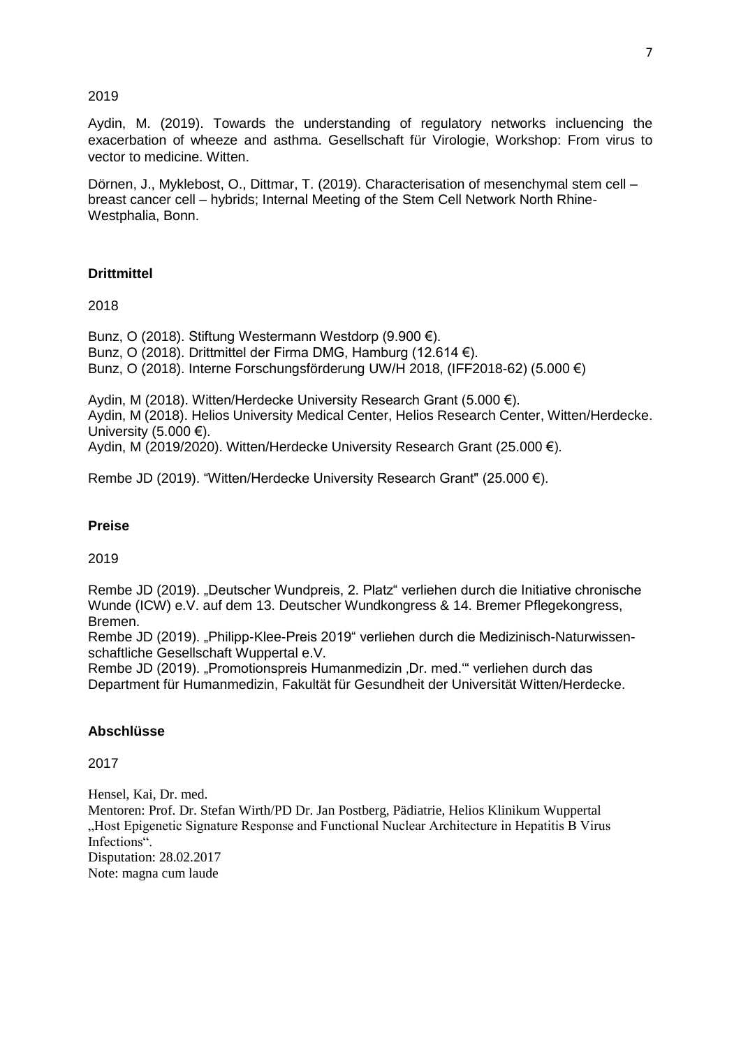2019

Aydin, M. (2019). Towards the understanding of regulatory networks incluencing the exacerbation of wheeze and asthma. Gesellschaft für Virologie, Workshop: From virus to vector to medicine. Witten.

Dörnen, J., Myklebost, O., Dittmar, T. (2019). Characterisation of mesenchymal stem cell – breast cancer cell – hybrids; Internal Meeting of the Stem Cell Network North Rhine-Westphalia, Bonn.

**Drittmittel**

2018

Bunz, O (2018). Stiftung Westermann Westdorp (9.900 €).
Bunz, O (2018). Drittmittel der Firma DMG, Hamburg (12.614 €).
Bunz, O (2018). Interne Forschungsförderung UW/H 2018, (IFF2018-62) (5.000 €)

Aydin, M (2018). Witten/Herdecke University Research Grant (5.000 €).
Aydin, M (2018). Helios University Medical Center, Helios Research Center, Witten/Herdecke. University (5.000 €).
Aydin, M (2019/2020). Witten/Herdecke University Research Grant (25.000 €).

Rembe JD (2019). "Witten/Herdecke University Research Grant" (25.000 €).

**Preise**

2019

Rembe JD (2019). „Deutscher Wundpreis, 2. Platz" verliehen durch die Initiative chronische Wunde (ICW) e.V. auf dem 13. Deutscher Wundkongress & 14. Bremer Pflegekongress, Bremen.
Rembe JD (2019). „Philipp-Klee-Preis 2019" verliehen durch die Medizinisch-Naturwissenschaftliche Gesellschaft Wuppertal e.V.
Rembe JD (2019). „Promotionspreis Humanmedizin ‚Dr. med.'" verliehen durch das Department für Humanmedizin, Fakultät für Gesundheit der Universität Witten/Herdecke.

**Abschlüsse**

2017

Hensel, Kai, Dr. med.
Mentoren: Prof. Dr. Stefan Wirth/PD Dr. Jan Postberg, Pädiatrie, Helios Klinikum Wuppertal
„Host Epigenetic Signature Response and Functional Nuclear Architecture in Hepatitis B Virus Infections".
Disputation: 28.02.2017
Note: magna cum laude